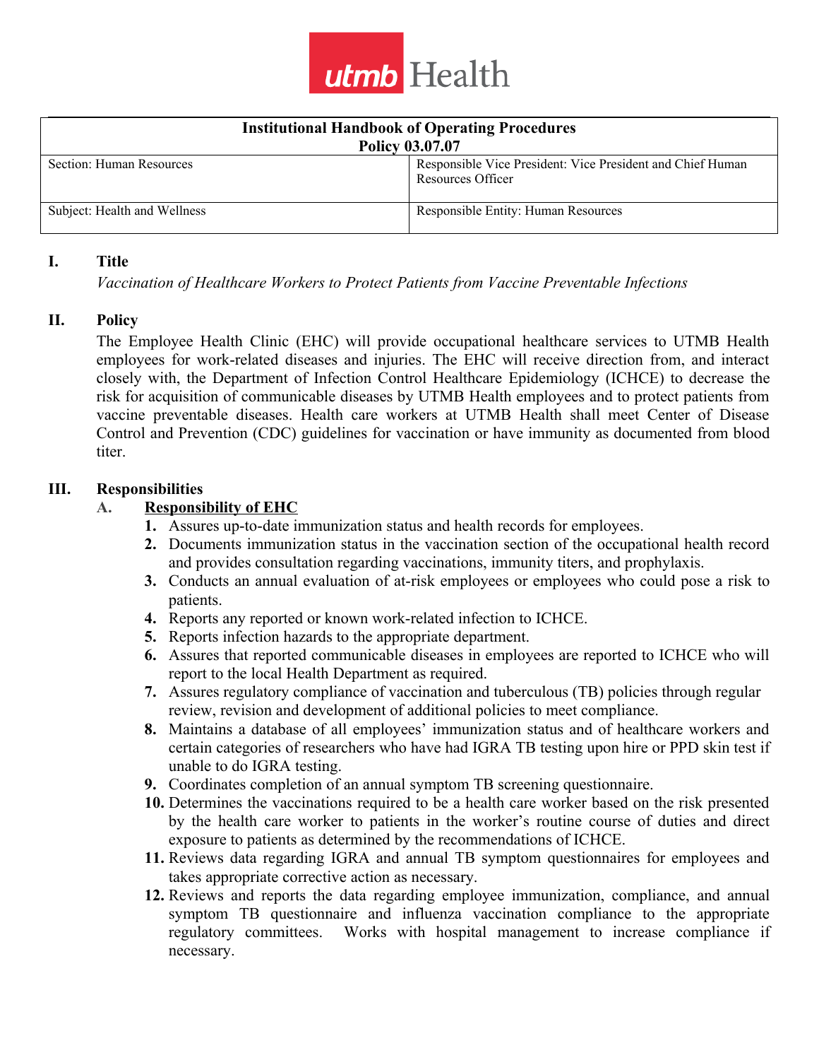utmb Health

| Institutional Handbook of Operating Procedures Policy 03.07.07 | |
|---|---|
| Section: Human Resources | Responsible Vice President: Vice President and Chief Human Resources Officer |
| Subject: Health and Wellness | Responsible Entity: Human Resources |

## I. Title

*Vaccination of Healthcare Workers to Protect Patients from Vaccine Preventable Infections*

## II. Policy

The Employee Health Clinic (EHC) will provide occupational healthcare services to UTMB Health employees for work-related diseases and injuries. The EHC will receive direction from, and interact closely with, the Department of Infection Control Healthcare Epidemiology (ICHCE) to decrease the risk for acquisition of communicable diseases by UTMB Health employees and to protect patients from vaccine preventable diseases. Health care workers at UTMB Health shall meet Center of Disease Control and Prevention (CDC) guidelines for vaccination or have immunity as documented from blood titer.

## III. Responsibilities

### A. Responsibility of EHC

1. Assures up-to-date immunization status and health records for employees.
2. Documents immunization status in the vaccination section of the occupational health record and provides consultation regarding vaccinations, immunity titers, and prophylaxis.
3. Conducts an annual evaluation of at-risk employees or employees who could pose a risk to patients.
4. Reports any reported or known work-related infection to ICHCE.
5. Reports infection hazards to the appropriate department.
6. Assures that reported communicable diseases in employees are reported to ICHCE who will report to the local Health Department as required.
7. Assures regulatory compliance of vaccination and tuberculous (TB) policies through regular review, revision and development of additional policies to meet compliance.
8. Maintains a database of all employees' immunization status and of healthcare workers and certain categories of researchers who have had IGRA TB testing upon hire or PPD skin test if unable to do IGRA testing.
9. Coordinates completion of an annual symptom TB screening questionnaire.
10. Determines the vaccinations required to be a health care worker based on the risk presented by the health care worker to patients in the worker's routine course of duties and direct exposure to patients as determined by the recommendations of ICHCE.
11. Reviews data regarding IGRA and annual TB symptom questionnaires for employees and takes appropriate corrective action as necessary.
12. Reviews and reports the data regarding employee immunization, compliance, and annual symptom TB questionnaire and influenza vaccination compliance to the appropriate regulatory committees. Works with hospital management to increase compliance if necessary.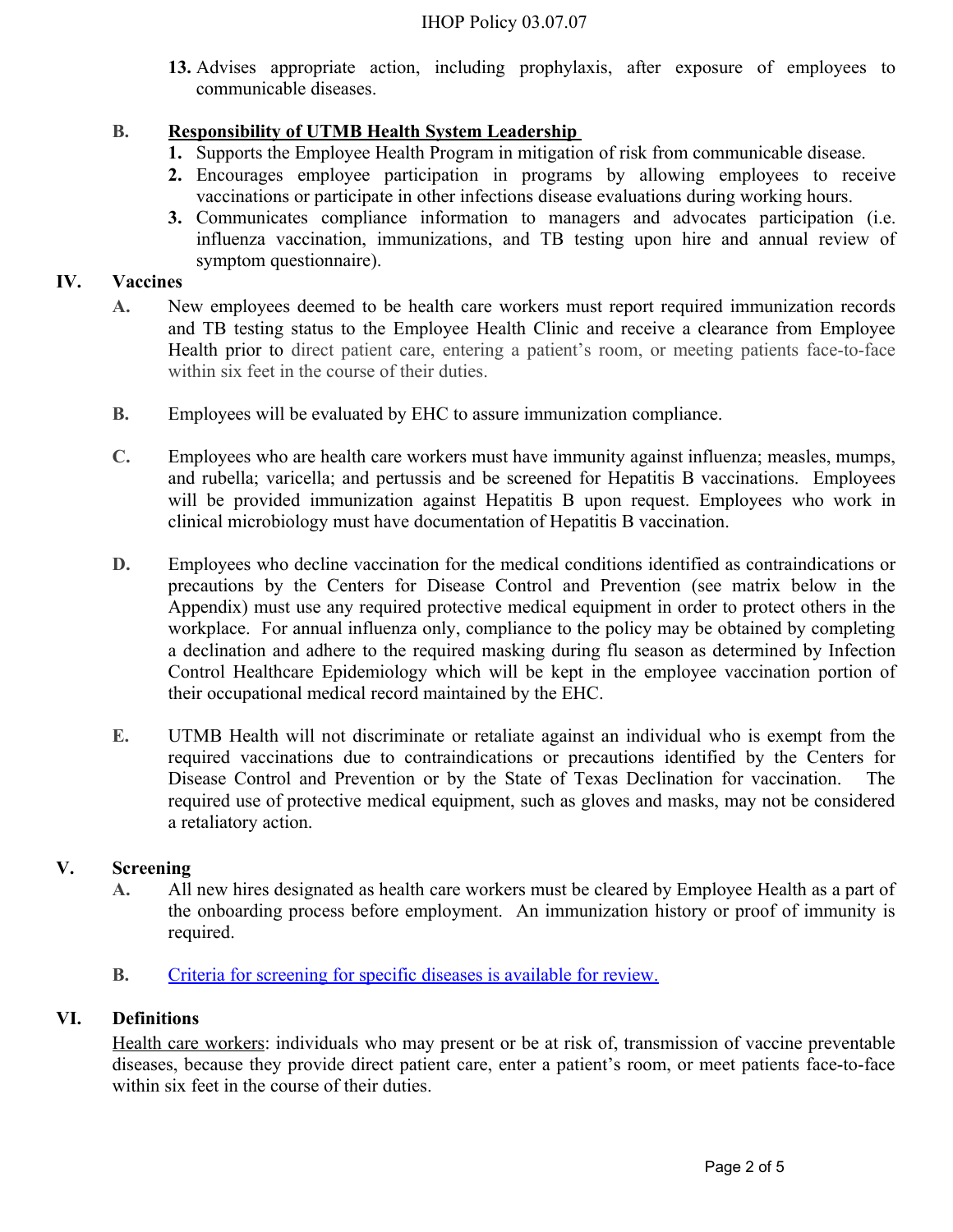13. Advises appropriate action, including prophylaxis, after exposure of employees to communicable diseases.

**B. Responsibility of UTMB Health System Leadership**

1. Supports the Employee Health Program in mitigation of risk from communicable disease.
2. Encourages employee participation in programs by allowing employees to receive vaccinations or participate in other infections disease evaluations during working hours.
3. Communicates compliance information to managers and advocates participation (i.e. influenza vaccination, immunizations, and TB testing upon hire and annual review of symptom questionnaire).

## IV. Vaccines

**A.** New employees deemed to be health care workers must report required immunization records and TB testing status to the Employee Health Clinic and receive a clearance from Employee Health prior to direct patient care, entering a patient's room, or meeting patients face-to-face within six feet in the course of their duties.

**B.** Employees will be evaluated by EHC to assure immunization compliance.

**C.** Employees who are health care workers must have immunity against influenza; measles, mumps, and rubella; varicella; and pertussis and be screened for Hepatitis B vaccinations. Employees will be provided immunization against Hepatitis B upon request. Employees who work in clinical microbiology must have documentation of Hepatitis B vaccination.

**D.** Employees who decline vaccination for the medical conditions identified as contraindications or precautions by the Centers for Disease Control and Prevention (see matrix below in the Appendix) must use any required protective medical equipment in order to protect others in the workplace. For annual influenza only, compliance to the policy may be obtained by completing a declination and adhere to the required masking during flu season as determined by Infection Control Healthcare Epidemiology which will be kept in the employee vaccination portion of their occupational medical record maintained by the EHC.

**E.** UTMB Health will not discriminate or retaliate against an individual who is exempt from the required vaccinations due to contraindications or precautions identified by the Centers for Disease Control and Prevention or by the State of Texas Declination for vaccination. The required use of protective medical equipment, such as gloves and masks, may not be considered a retaliatory action.

## V. Screening

**A.** All new hires designated as health care workers must be cleared by Employee Health as a part of the onboarding process before employment. An immunization history or proof of immunity is required.

**B.** Criteria for screening for specific diseases is available for review.

## VI. Definitions

Health care workers: individuals who may present or be at risk of, transmission of vaccine preventable diseases, because they provide direct patient care, enter a patient's room, or meet patients face-to-face within six feet in the course of their duties.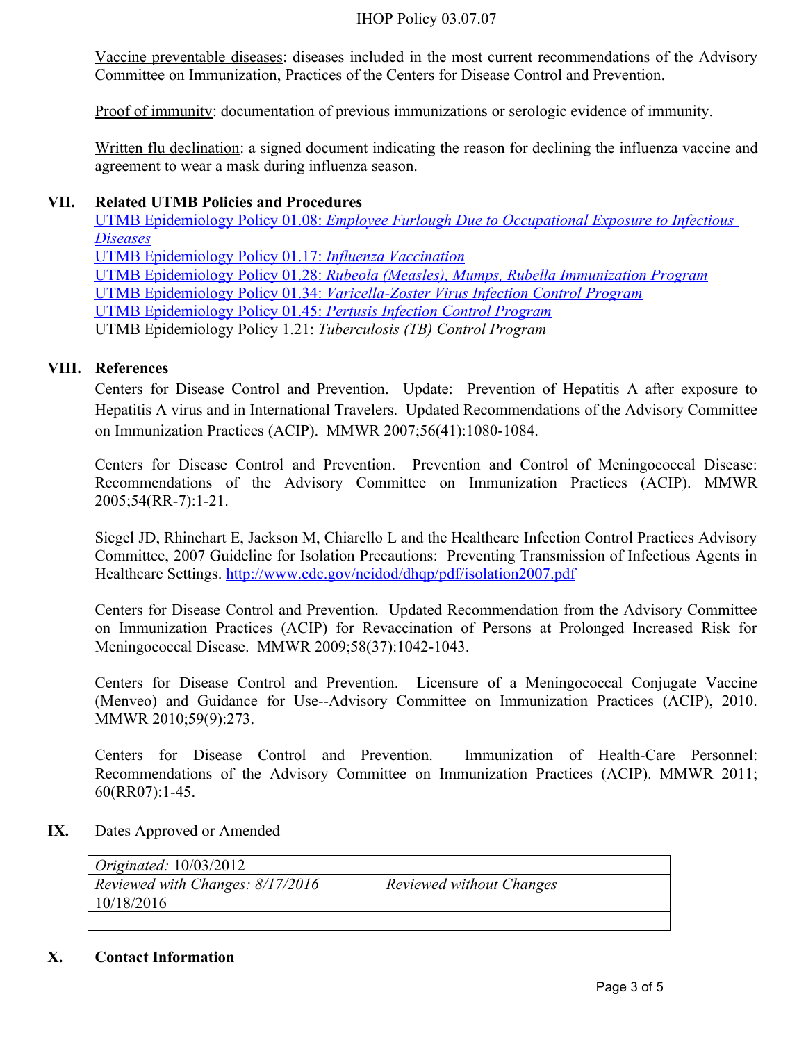<u>Vaccine preventable diseases</u>: diseases included in the most current recommendations of the Advisory Committee on Immunization, Practices of the Centers for Disease Control and Prevention.

<u>Proof of immunity</u>: documentation of previous immunizations or serologic evidence of immunity.

<u>Written flu declination</u>: a signed document indicating the reason for declining the influenza vaccine and agreement to wear a mask during influenza season.

## VII. Related UTMB Policies and Procedures

UTMB Epidemiology Policy 01.08: *Employee Furlough Due to Occupational Exposure to Infectious Diseases*
UTMB Epidemiology Policy 01.17: *Influenza Vaccination*
UTMB Epidemiology Policy 01.28: *Rubeola (Measles), Mumps, Rubella Immunization Program*
UTMB Epidemiology Policy 01.34: *Varicella-Zoster Virus Infection Control Program*
UTMB Epidemiology Policy 01.45: *Pertusis Infection Control Program*
UTMB Epidemiology Policy 1.21: *Tuberculosis (TB) Control Program*

## VIII. References

Centers for Disease Control and Prevention. Update: Prevention of Hepatitis A after exposure to Hepatitis A virus and in International Travelers. Updated Recommendations of the Advisory Committee on Immunization Practices (ACIP). MMWR 2007;56(41):1080-1084.

Centers for Disease Control and Prevention. Prevention and Control of Meningococcal Disease: Recommendations of the Advisory Committee on Immunization Practices (ACIP). MMWR 2005;54(RR-7):1-21.

Siegel JD, Rhinehart E, Jackson M, Chiarello L and the Healthcare Infection Control Practices Advisory Committee, 2007 Guideline for Isolation Precautions: Preventing Transmission of Infectious Agents in Healthcare Settings. http://www.cdc.gov/ncidod/dhqp/pdf/isolation2007.pdf

Centers for Disease Control and Prevention. Updated Recommendation from the Advisory Committee on Immunization Practices (ACIP) for Revaccination of Persons at Prolonged Increased Risk for Meningococcal Disease. MMWR 2009;58(37):1042-1043.

Centers for Disease Control and Prevention. Licensure of a Meningococcal Conjugate Vaccine (Menveo) and Guidance for Use--Advisory Committee on Immunization Practices (ACIP), 2010. MMWR 2010;59(9):273.

Centers for Disease Control and Prevention. Immunization of Health-Care Personnel: Recommendations of the Advisory Committee on Immunization Practices (ACIP). MMWR 2011; 60(RR07):1-45.

## IX. Dates Approved or Amended

| *Originated:* 10/03/2012 | |
|---|---|
| *Reviewed with Changes: 8/17/2016* | *Reviewed without Changes* |
| 10/18/2016 | |
| | |

## X. Contact Information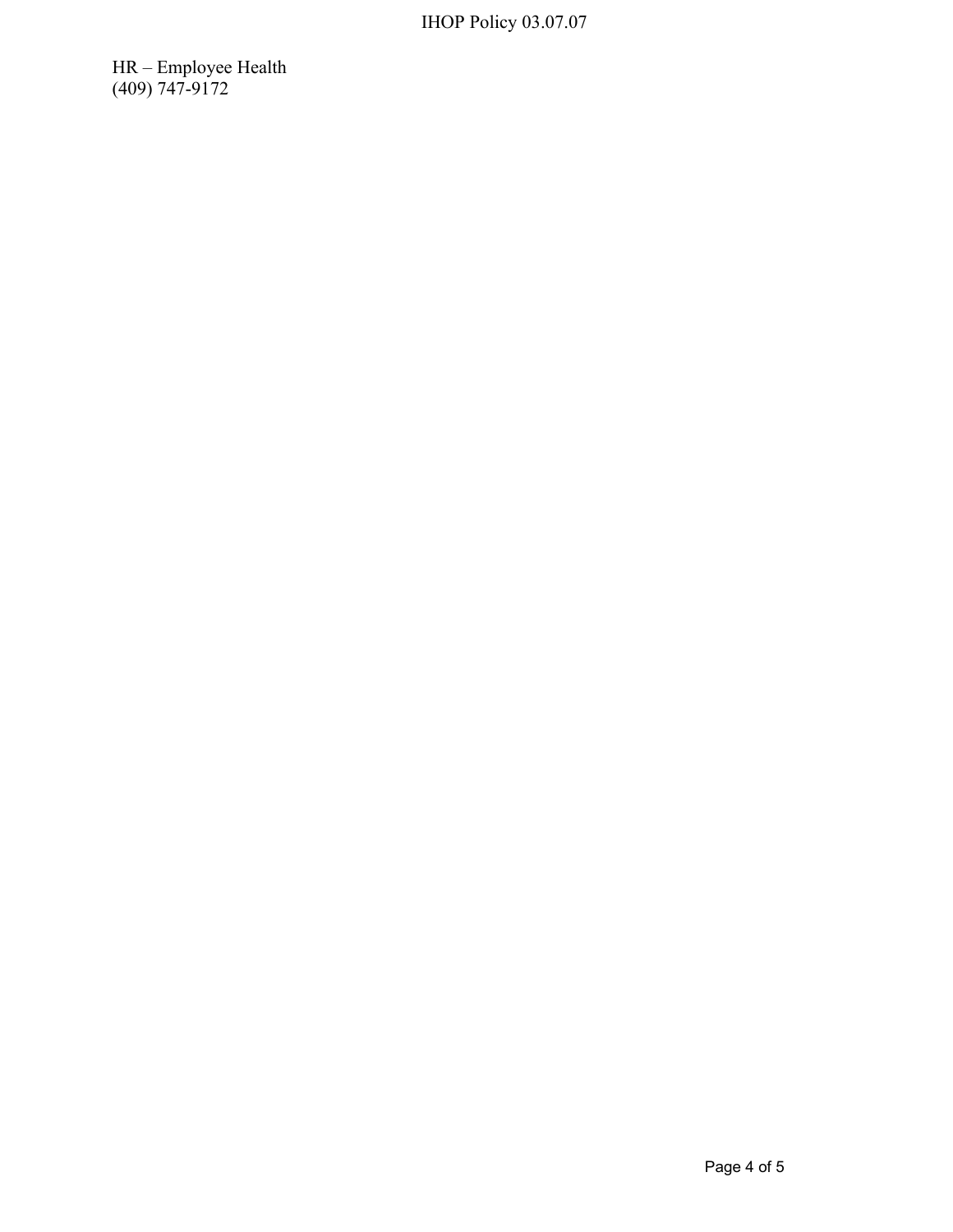HR – Employee Health
(409) 747-9172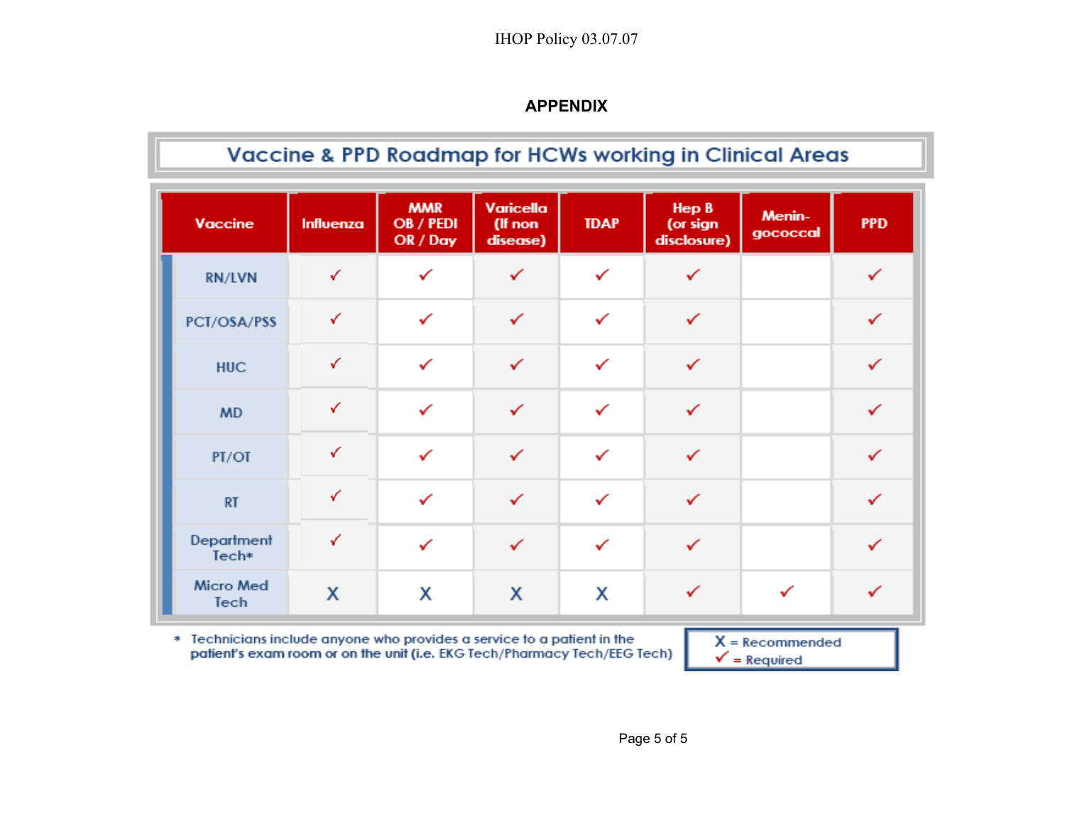## APPENDIX

### Vaccine & PPD Roadmap for HCWs working in Clinical Areas

| Vaccine | Influenza | MMR OB / PEDI OR / Day | Varicella (If non disease) | TDAP | Hep B (or sign disclosure) | Menin-gococcal | PPD |
|---|---|---|---|---|---|---|---|
| RN/LVN | ✓ | ✓ | ✓ | ✓ | ✓ | | ✓ |
| PCT/OSA/PSS | ✓ | ✓ | ✓ | ✓ | ✓ | | ✓ |
| HUC | ✓ | ✓ | ✓ | ✓ | ✓ | | ✓ |
| MD | ✓ | ✓ | ✓ | ✓ | ✓ | | ✓ |
| PT/OT | ✓ | ✓ | ✓ | ✓ | ✓ | | ✓ |
| RT | ✓ | ✓ | ✓ | ✓ | ✓ | | ✓ |
| Department Tech* | ✓ | ✓ | ✓ | ✓ | ✓ | | ✓ |
| Micro Med Tech | X | X | X | X | ✓ | ✓ | ✓ |

\* Technicians include anyone who provides a service to a patient in the patient's exam room or on the unit (i.e. EKG Tech/Pharmacy Tech/EEG Tech)

X = Recommended
✓ = Required